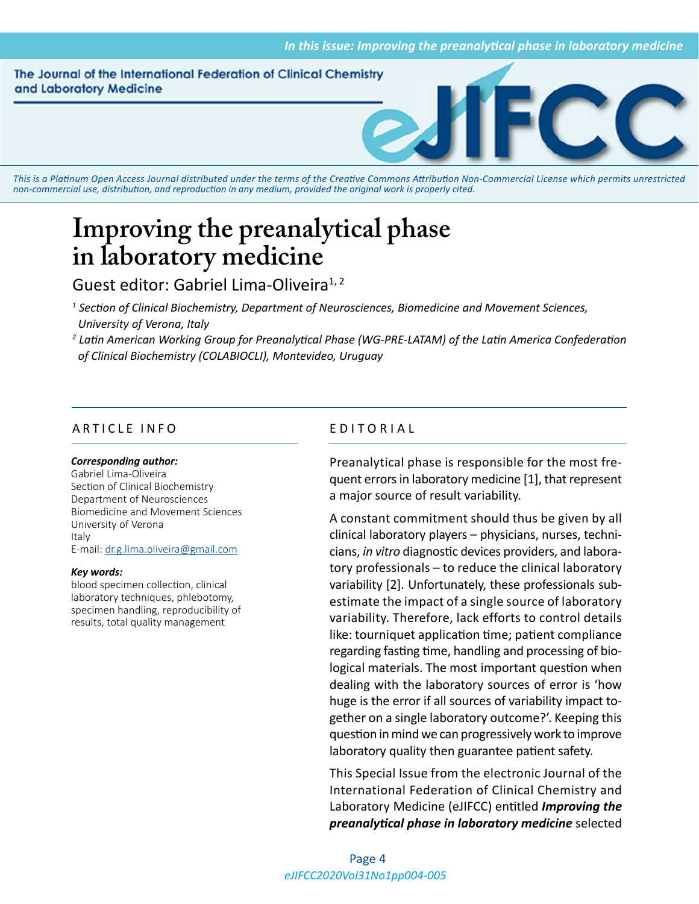This is a Platinum Open Access Journal distributed under the terms of the Creative Commons Attribution Non-Commercial License which permits unrestricted non-commercial use, distribution, and reproduction in any medium, provided the original work is properly cited.

# Improving the preanalytical phase in laboratory medicine

Guest editor: Gabriel Lima-Oliveira[1, 2]

*[1] Section of Clinical Biochemistry, Department of Neurosciences, Biomedicine and Movement Sciences, University of Verona, Italy*

*[2] Latin American Working Group for Preanalytical Phase (WG-PRE-LATAM) of the Latin America Confederation of Clinical Biochemistry (COLABIOCLI), Montevideo, Uruguay*

## ARTICLE INFO

***Corresponding author:***
Gabriel Lima-Oliveira
Section of Clinical Biochemistry
Department of Neurosciences
Biomedicine and Movement Sciences
University of Verona
Italy
E-mail: dr.g.lima.oliveira@gmail.com

***Key words:***
blood specimen collection, clinical laboratory techniques, phlebotomy, specimen handling, reproducibility of results, total quality management

## EDITORIAL

Preanalytical phase is responsible for the most frequent errors in laboratory medicine [1], that represent a major source of result variability.

A constant commitment should thus be given by all clinical laboratory players – physicians, nurses, technicians, *in vitro* diagnostic devices providers, and laboratory professionals – to reduce the clinical laboratory variability [2]. Unfortunately, these professionals subestimate the impact of a single source of laboratory variability. Therefore, lack efforts to control details like: tourniquet application time; patient compliance regarding fasting time, handling and processing of biological materials. The most important question when dealing with the laboratory sources of error is 'how huge is the error if all sources of variability impact together on a single laboratory outcome?'. Keeping this question in mind we can progressively work to improve laboratory quality then guarantee patient safety.

This Special Issue from the electronic Journal of the International Federation of Clinical Chemistry and Laboratory Medicine (eJIFCC) entitled ***Improving the preanalytical phase in laboratory medicine*** selected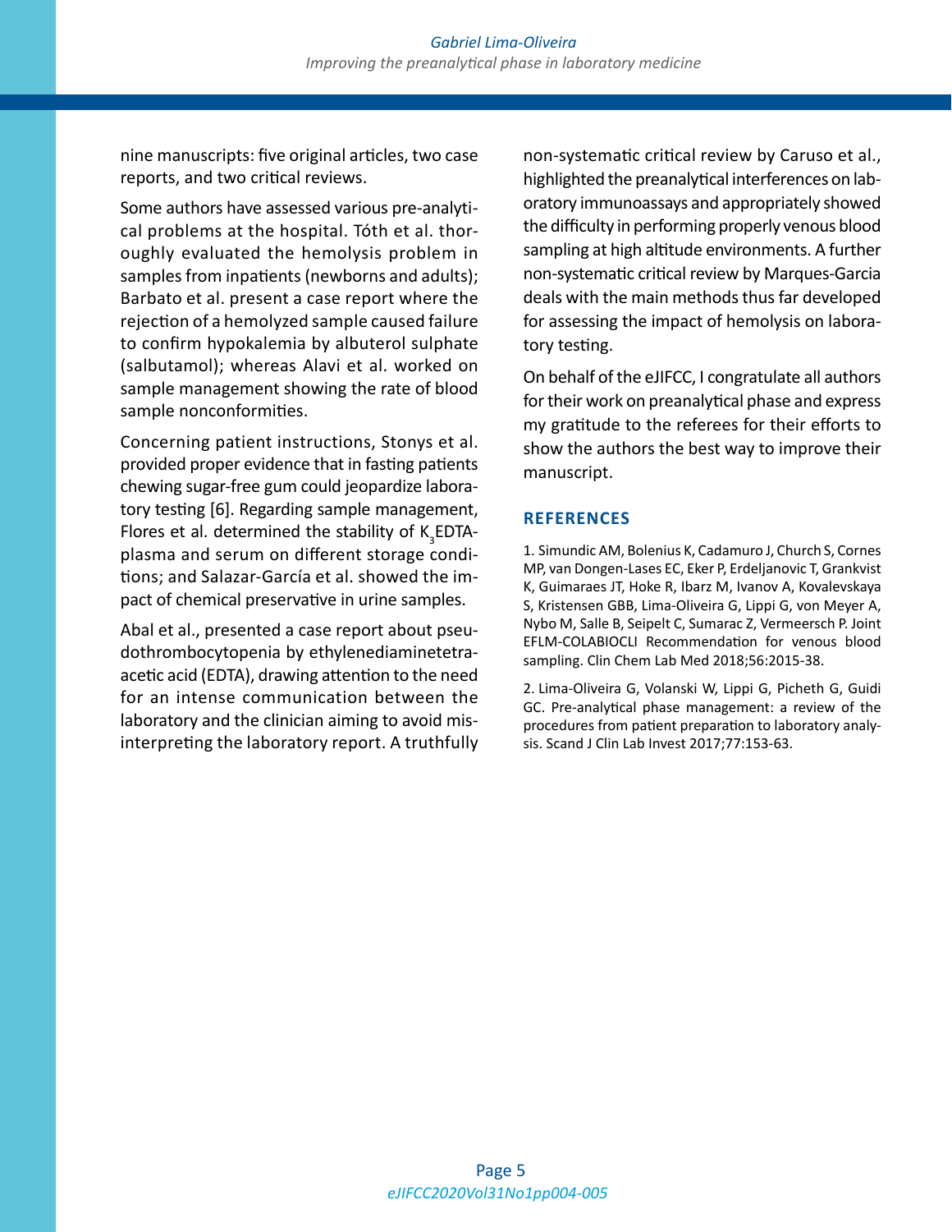nine manuscripts: five original articles, two case reports, and two critical reviews.

Some authors have assessed various pre-analytical problems at the hospital. Tóth et al. thoroughly evaluated the hemolysis problem in samples from inpatients (newborns and adults); Barbato et al. present a case report where the rejection of a hemolyzed sample caused failure to confirm hypokalemia by albuterol sulphate (salbutamol); whereas Alavi et al. worked on sample management showing the rate of blood sample nonconformities.

Concerning patient instructions, Stonys et al. provided proper evidence that in fasting patients chewing sugar-free gum could jeopardize laboratory testing [6]. Regarding sample management, Flores et al. determined the stability of $K_3$EDTA-plasma and serum on different storage conditions; and Salazar-García et al. showed the impact of chemical preservative in urine samples.

Abal et al., presented a case report about pseudothrombocytopenia by ethylenediaminetetraacetic acid (EDTA), drawing attention to the need for an intense communication between the laboratory and the clinician aiming to avoid misinterpreting the laboratory report. A truthfully non-systematic critical review by Caruso et al., highlighted the preanalytical interferences on laboratory immunoassays and appropriately showed the difficulty in performing properly venous blood sampling at high altitude environments. A further non-systematic critical review by Marques-Garcia deals with the main methods thus far developed for assessing the impact of hemolysis on laboratory testing.

On behalf of the eJIFCC, I congratulate all authors for their work on preanalytical phase and express my gratitude to the referees for their efforts to show the authors the best way to improve their manuscript.

## REFERENCES

1. Simundic AM, Bolenius K, Cadamuro J, Church S, Cornes MP, van Dongen-Lases EC, Eker P, Erdeljanovic T, Grankvist K, Guimaraes JT, Hoke R, Ibarz M, Ivanov A, Kovalevskaya S, Kristensen GBB, Lima-Oliveira G, Lippi G, von Meyer A, Nybo M, Salle B, Seipelt C, Sumarac Z, Vermeersch P. Joint EFLM-COLABIOCLI Recommendation for venous blood sampling. Clin Chem Lab Med 2018;56:2015-38.

2. Lima-Oliveira G, Volanski W, Lippi G, Picheth G, Guidi GC. Pre-analytical phase management: a review of the procedures from patient preparation to laboratory analysis. Scand J Clin Lab Invest 2017;77:153-63.